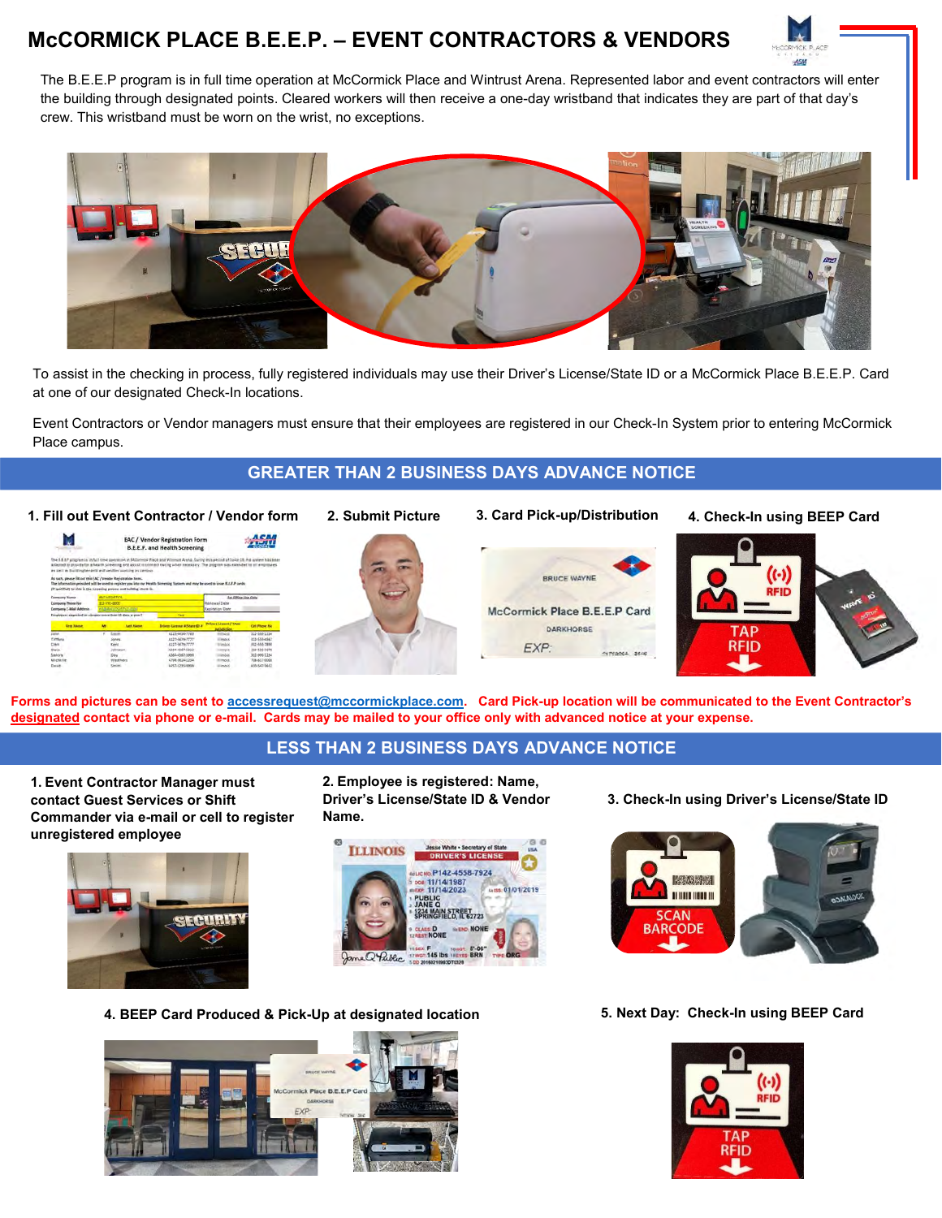# McCORMICK PLACE B.E.E.P. – EVENT CONTRACTORS & VENDORS

The B.E.E.P program is in full time operation at McCormick Place and Wintrust Arena. Represented labor and event contractors will enter the building through designated points. Cleared workers will then receive a one-day wristband that indicates they are part of that day's crew. This wristband must be worn on the wrist, no exceptions.

To assist in the checking in process, fully registered individuals may use their Driver's License/State ID or a McCormick Place B.E.E.P. Card at one of our designated Check-In locations.

Event Contractors or Vendor managers must ensure that their employees are registered in our Check-In System prior to entering McCormick Place campus.

## GREATER THAN 2 BUSINESS DAYS ADVANCE NOTICE

1. **Fill out Event Contractor / Vendor form**
2. **Submit Picture**
3. **Card Pick-up/Distribution**
4. **Check-In using BEEP Card**

**Forms and pictures can be sent to accessrequest@mccormickplace.com. Card Pick-up location will be communicated to the Event Contractor's designated contact via phone or e-mail. Cards may be mailed to your office only with advanced notice at your expense.**

## LESS THAN 2 BUSINESS DAYS ADVANCE NOTICE

1. **Event Contractor Manager must contact Guest Services or Shift Commander via e-mail or cell to register unregistered employee**
2. **Employee is registered: Name, Driver's License/State ID & Vendor Name.**
3. **Check-In using Driver's License/State ID**
4. **BEEP Card Produced & Pick-Up at designated location**
5. **Next Day: Check-In using BEEP Card**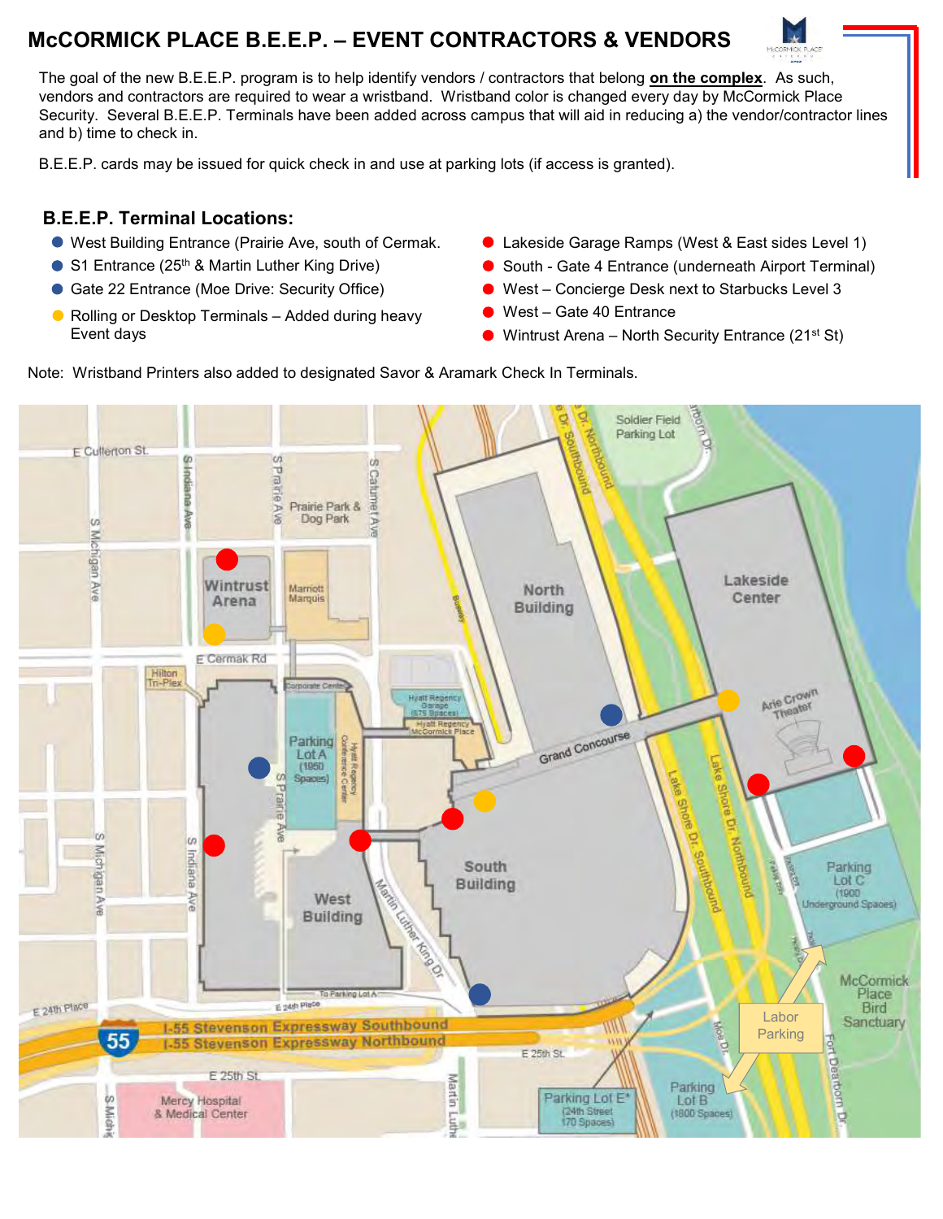# McCORMICK PLACE B.E.E.P. – EVENT CONTRACTORS & VENDORS

The goal of the new B.E.E.P. program is to help identify vendors / contractors that belong **on the complex**. As such, vendors and contractors are required to wear a wristband. Wristband color is changed every day by McCormick Place Security. Several B.E.E.P. Terminals have been added across campus that will aid in reducing a) the vendor/contractor lines and b) time to check in.

B.E.E.P. cards may be issued for quick check in and use at parking lots (if access is granted).

## B.E.E.P. Terminal Locations:

- West Building Entrance (Prairie Ave, south of Cermak.
- S1 Entrance (25th & Martin Luther King Drive)
- Gate 22 Entrance (Moe Drive: Security Office)
- Rolling or Desktop Terminals – Added during heavy Event days
- Lakeside Garage Ramps (West & East sides Level 1)
- South - Gate 4 Entrance (underneath Airport Terminal)
- West – Concierge Desk next to Starbucks Level 3
- West – Gate 40 Entrance
- Wintrust Arena – North Security Entrance (21st St)

Note: Wristband Printers also added to designated Savor & Aramark Check In Terminals.

E Cullerton St.
S Indiana Ave
S Prairie Ave
S Calumet Ave
Prairie Park & Dog Park
S Michigan Ave
Wintrust Arena
Marriott Marquis
E Cermak Rd
Hilton Tri-Plex
Corporate Center
Parking Lot A (1950 Spaces)
Hyatt Regency Conference Center
Hyatt Regency Garage (675 Spaces)
Hyatt Regency McCormick Place
Busway
North Building
Grand Concourse
Lake Shore Dr. Southbound
Lake Shore Dr. Northbound
Soldier Field Parking Lot
Lakeside Center
Arie Crown Theater
South Building
West Building
Martin Luther King Dr.
Parking Lot C (1900 Underground Spaces)
McCormick Place Bird Sanctuary
Labor Parking
E 24th Place
To Parking Lot A
I-55 Stevenson Expressway Southbound
I-55 Stevenson Expressway Northbound
55
E 25th St.
Mercy Hospital & Medical Center
Parking Lot E* (24th Street 170 Spaces)
Parking Lot B (1800 Spaces)
Moe Dr.
Fort Dearborn Dr.